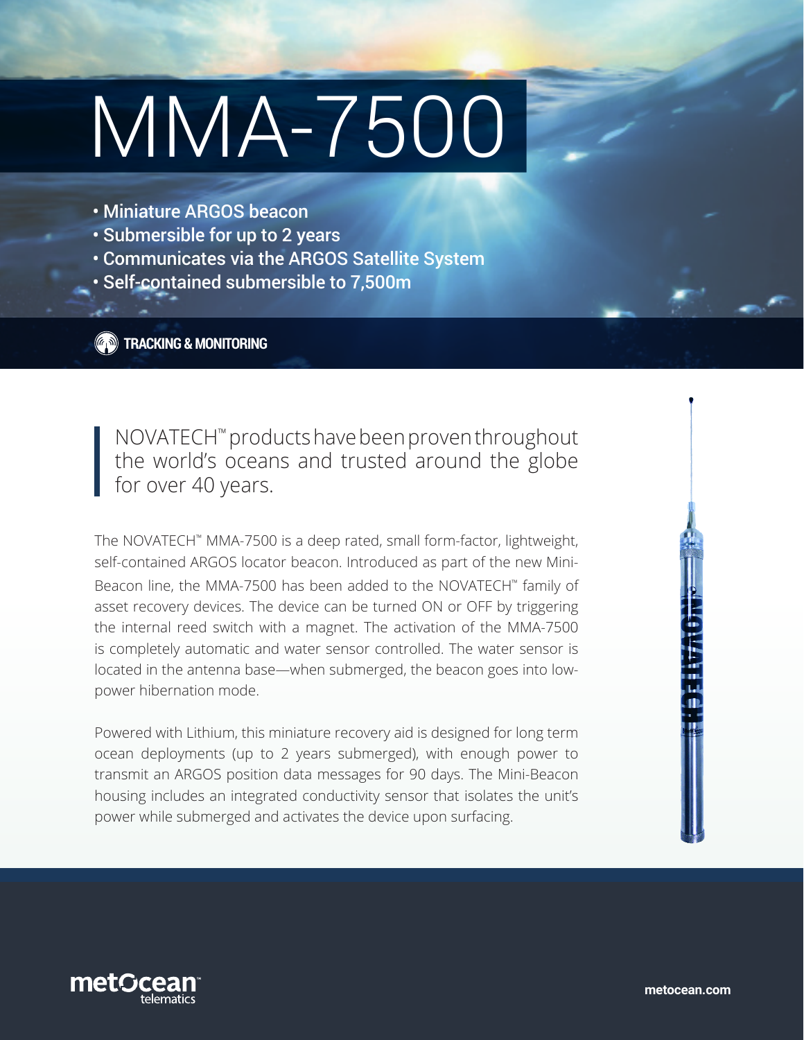# MMA-7500

- Miniature ARGOS beacon
- Submersible for up to 2 years
- Communicates via the ARGOS Satellite System
- Self-contained submersible to 7,500m

**TRACKING & MONITORING**

> NOVATECH™ products have been proven throughout the world's oceans and trusted around the globe for over 40 years.

The NOVATECH™ MMA-7500 is a deep rated, small form-factor, lightweight, self-contained ARGOS locator beacon. Introduced as part of the new Mini-Beacon line, the MMA-7500 has been added to the NOVATECH™ family of asset recovery devices. The device can be turned ON or OFF by triggering the internal reed switch with a magnet. The activation of the MMA-7500 is completely automatic and water sensor controlled. The water sensor is located in the antenna base—when submerged, the beacon goes into low-power hibernation mode.

Powered with Lithium, this miniature recovery aid is designed for long term ocean deployments (up to 2 years submerged), with enough power to transmit an ARGOS position data messages for 90 days. The Mini-Beacon housing includes an integrated conductivity sensor that isolates the unit's power while submerged and activates the device upon surfacing.

metOcean telematics

metocean.com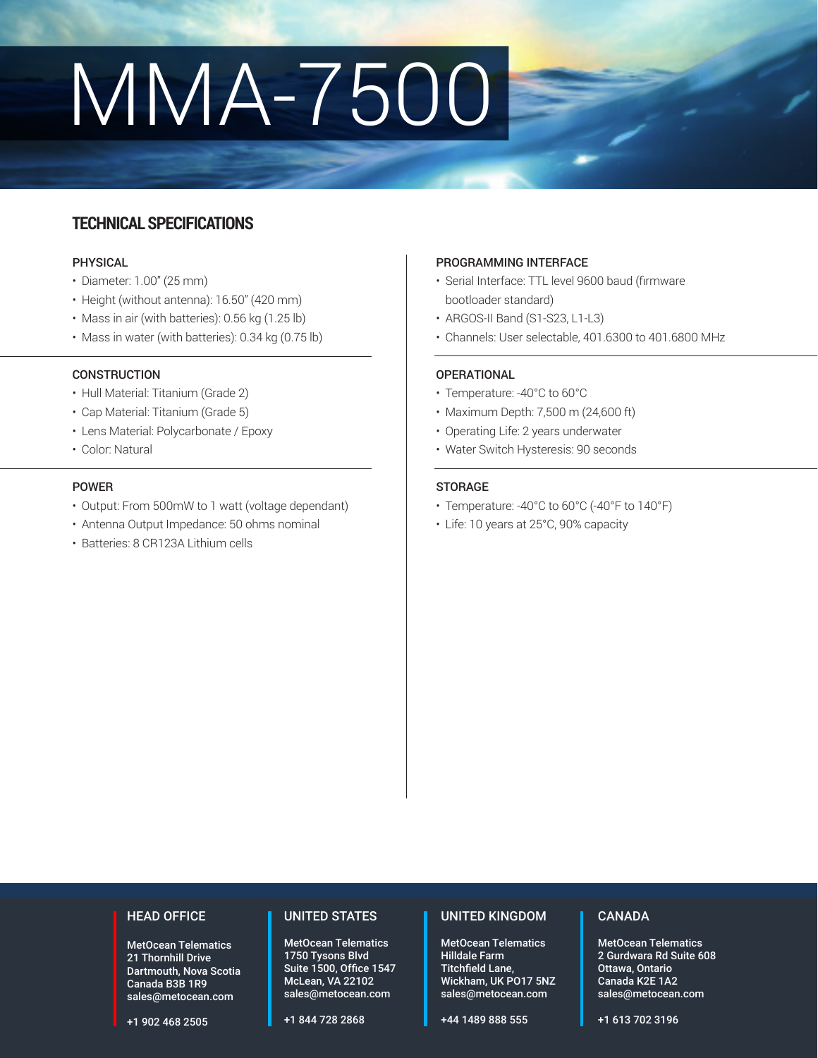# MMA-7500

## TECHNICAL SPECIFICATIONS

### PHYSICAL

- Diameter: 1.00" (25 mm)
- Height (without antenna): 16.50" (420 mm)
- Mass in air (with batteries): 0.56 kg (1.25 lb)
- Mass in water (with batteries): 0.34 kg (0.75 lb)

### CONSTRUCTION

- Hull Material: Titanium (Grade 2)
- Cap Material: Titanium (Grade 5)
- Lens Material: Polycarbonate / Epoxy
- Color: Natural

### POWER

- Output: From 500mW to 1 watt (voltage dependant)
- Antenna Output Impedance: 50 ohms nominal
- Batteries: 8 CR123A Lithium cells

### PROGRAMMING INTERFACE

- Serial Interface: TTL level 9600 baud (firmware bootloader standard)
- ARGOS-II Band (S1-S23, L1-L3)
- Channels: User selectable, 401.6300 to 401.6800 MHz

### OPERATIONAL

- Temperature: -40°C to 60°C
- Maximum Depth: 7,500 m (24,600 ft)
- Operating Life: 2 years underwater
- Water Switch Hysteresis: 90 seconds

### STORAGE

- Temperature: -40°C to 60°C (-40°F to 140°F)
- Life: 10 years at 25°C, 90% capacity

### HEAD OFFICE

**MetOcean Telematics**
**21 Thornhill Drive**
**Dartmouth, Nova Scotia**
**Canada B3B 1R9**
**sales@metocean.com**

**+1 902 468 2505**

### UNITED STATES

**MetOcean Telematics**
**1750 Tysons Blvd**
**Suite 1500, Office 1547**
**McLean, VA 22102**
**sales@metocean.com**

**+1 844 728 2868**

### UNITED KINGDOM

**MetOcean Telematics**
**Hilldale Farm**
**Titchfield Lane,**
**Wickham, UK PO17 5NZ**
**sales@metocean.com**

**+44 1489 888 555**

### CANADA

**MetOcean Telematics**
**2 Gurdwara Rd Suite 608**
**Ottawa, Ontario**
**Canada K2E 1A2**
**sales@metocean.com**

**+1 613 702 3196**